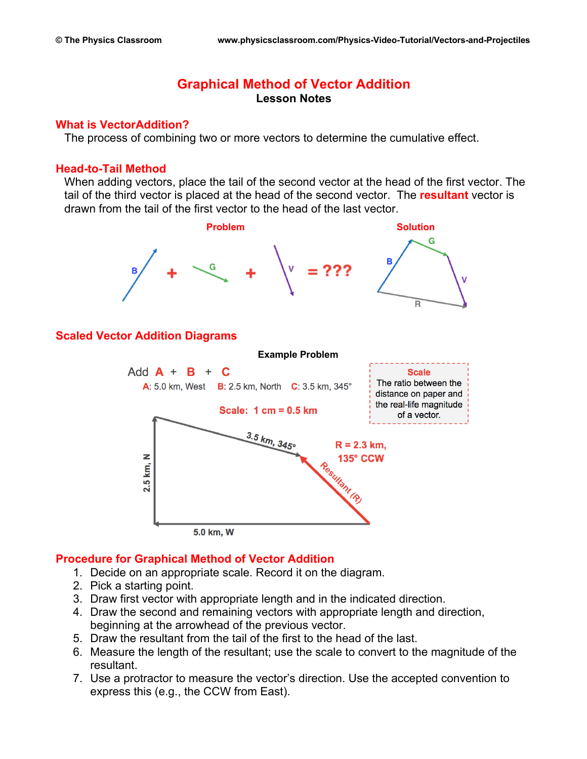# Graphical Method of Vector Addition

**Lesson Notes**

## What is VectorAddition?

The process of combining two or more vectors to determine the cumulative effect.

## Head-to-Tail Method

When adding vectors, place the tail of the second vector at the head of the first vector. The tail of the third vector is placed at the head of the second vector. The **resultant** vector is drawn from the tail of the first vector to the head of the last vector.

**Problem**

B + G + V = ???

**Solution**

## Scaled Vector Addition Diagrams

**Example Problem**

Add **A** + **B** + **C**

**A**: 5.0 km, West **B**: 2.5 km, North **C**: 3.5 km, 345°

**Scale: 1 cm = 0.5 km**

> **Scale**
> The ratio between the distance on paper and the real-life magnitude of a vector.

5.0 km, W; 2.5 km, N; 3.5 km, 345°; Resultant (R)

**R = 2.3 km, 135° CCW**

## Procedure for Graphical Method of Vector Addition

1. Decide on an appropriate scale. Record it on the diagram.
2. Pick a starting point.
3. Draw first vector with appropriate length and in the indicated direction.
4. Draw the second and remaining vectors with appropriate length and direction, beginning at the arrowhead of the previous vector.
5. Draw the resultant from the tail of the first to the head of the last.
6. Measure the length of the resultant; use the scale to convert to the magnitude of the resultant.
7. Use a protractor to measure the vector's direction. Use the accepted convention to express this (e.g., the CCW from East).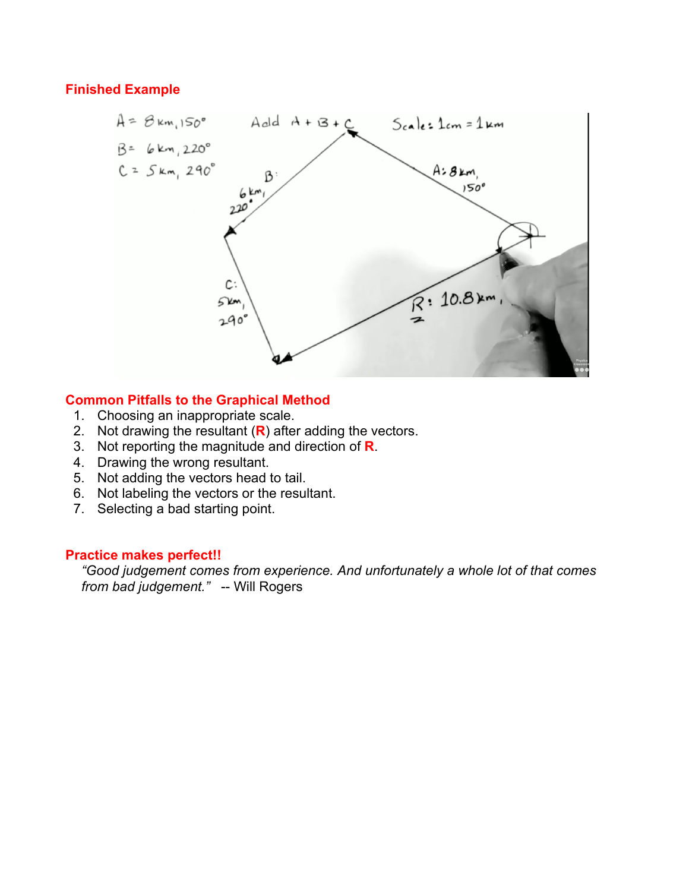## Finished Example

A = 8 km, 150°

B = 6 km, 220°

C = 5 km, 290°

Add A + B + C

Scale: 1cm = 1km

A: 8 km, 150°

B: 6 km, 220°

C: 5 km, 290°

R: 10.8 km,

## Common Pitfalls to the Graphical Method

1. Choosing an inappropriate scale.
2. Not drawing the resultant (**R**) after adding the vectors.
3. Not reporting the magnitude and direction of **R**.
4. Drawing the wrong resultant.
5. Not adding the vectors head to tail.
6. Not labeling the vectors or the resultant.
7. Selecting a bad starting point.

## Practice makes perfect!!

*"Good judgement comes from experience. And unfortunately a whole lot of that comes from bad judgement."* -- Will Rogers